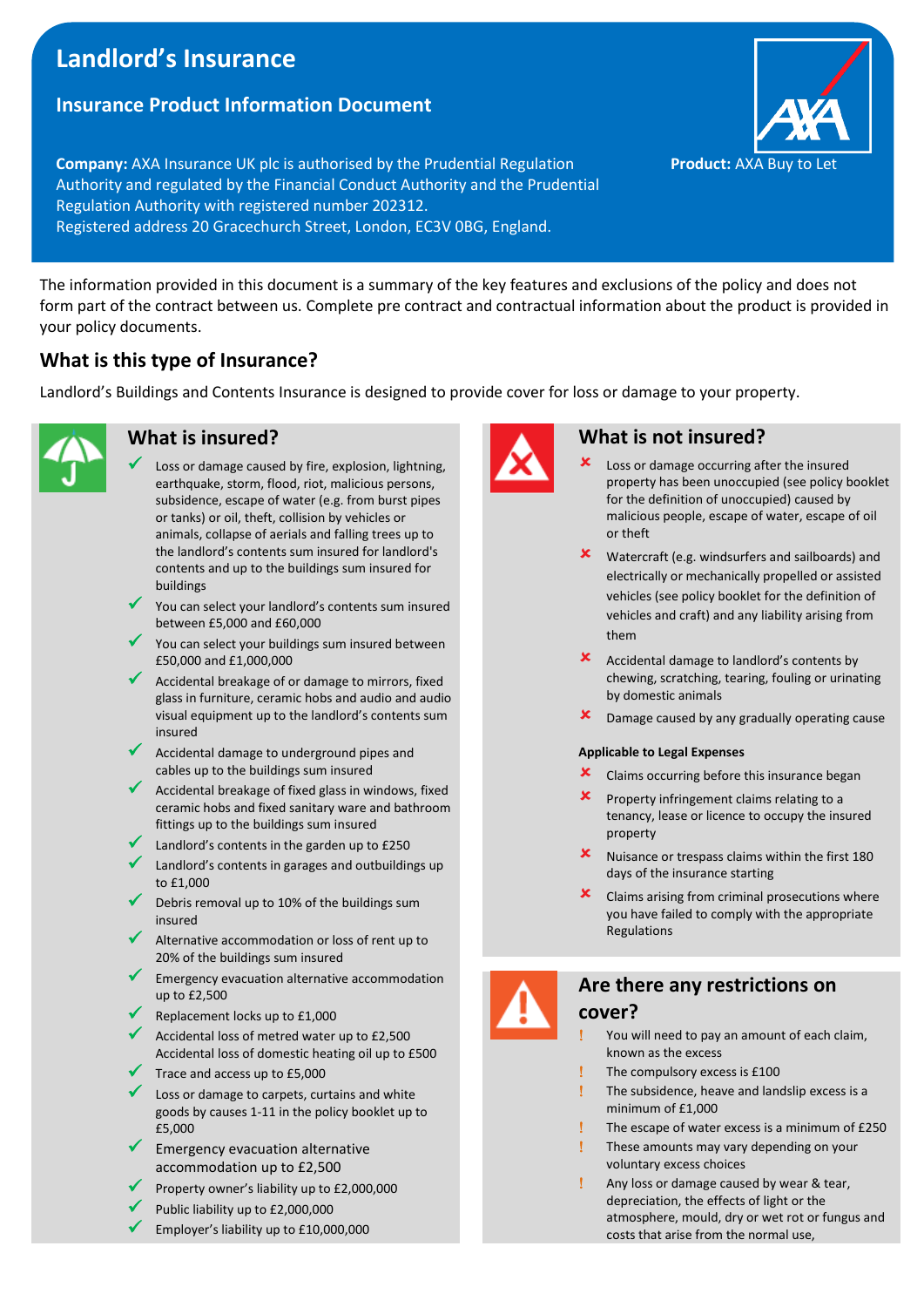# Landlord's Insurance

## Insurance Product Information Document

**Company:** AXA Insurance UK plc is authorised by the Prudential Regulation Authority and regulated by the Financial Conduct Authority and the Prudential Regulation Authority with registered number 202312.
Registered address 20 Gracechurch Street, London, EC3V 0BG, England.

**Product:** AXA Buy to Let

The information provided in this document is a summary of the key features and exclusions of the policy and does not form part of the contract between us. Complete pre contract and contractual information about the product is provided in your policy documents.

## What is this type of Insurance?

Landlord's Buildings and Contents Insurance is designed to provide cover for loss or damage to your property.

## What is insured?

- ✓ Loss or damage caused by fire, explosion, lightning, earthquake, storm, flood, riot, malicious persons, subsidence, escape of water (e.g. from burst pipes or tanks) or oil, theft, collision by vehicles or animals, collapse of aerials and falling trees up to the landlord's contents sum insured for landlord's contents and up to the buildings sum insured for buildings
- ✓ You can select your landlord's contents sum insured between £5,000 and £60,000
- ✓ You can select your buildings sum insured between £50,000 and £1,000,000
- ✓ Accidental breakage of or damage to mirrors, fixed glass in furniture, ceramic hobs and audio and audio visual equipment up to the landlord's contents sum insured
- ✓ Accidental damage to underground pipes and cables up to the buildings sum insured
- ✓ Accidental breakage of fixed glass in windows, fixed ceramic hobs and fixed sanitary ware and bathroom fittings up to the buildings sum insured
- ✓ Landlord's contents in the garden up to £250
- ✓ Landlord's contents in garages and outbuildings up to £1,000
- ✓ Debris removal up to 10% of the buildings sum insured
- ✓ Alternative accommodation or loss of rent up to 20% of the buildings sum insured
- ✓ Emergency evacuation alternative accommodation up to £2,500
- ✓ Replacement locks up to £1,000
- ✓ Accidental loss of metred water up to £2,500
  Accidental loss of domestic heating oil up to £500
- ✓ Trace and access up to £5,000
- ✓ Loss or damage to carpets, curtains and white goods by causes 1-11 in the policy booklet up to £5,000
- ✓ Emergency evacuation alternative accommodation up to £2,500
- ✓ Property owner's liability up to £2,000,000
- ✓ Public liability up to £2,000,000
- ✓ Employer's liability up to £10,000,000

## What is not insured?

- ✗ Loss or damage occurring after the insured property has been unoccupied (see policy booklet for the definition of unoccupied) caused by malicious people, escape of water, escape of oil or theft
- ✗ Watercraft (e.g. windsurfers and sailboards) and electrically or mechanically propelled or assisted vehicles (see policy booklet for the definition of vehicles and craft) and any liability arising from them
- ✗ Accidental damage to landlord's contents by chewing, scratching, tearing, fouling or urinating by domestic animals
- ✗ Damage caused by any gradually operating cause

**Applicable to Legal Expenses**

- ✗ Claims occurring before this insurance began
- ✗ Property infringement claims relating to a tenancy, lease or licence to occupy the insured property
- ✗ Nuisance or trespass claims within the first 180 days of the insurance starting
- ✗ Claims arising from criminal prosecutions where you have failed to comply with the appropriate Regulations

## Are there any restrictions on cover?

- ! You will need to pay an amount of each claim, known as the excess
- ! The compulsory excess is £100
- ! The subsidence, heave and landslip excess is a minimum of £1,000
- ! The escape of water excess is a minimum of £250
- ! These amounts may vary depending on your voluntary excess choices
- ! Any loss or damage caused by wear & tear, depreciation, the effects of light or the atmosphere, mould, dry or wet rot or fungus and costs that arise from the normal use,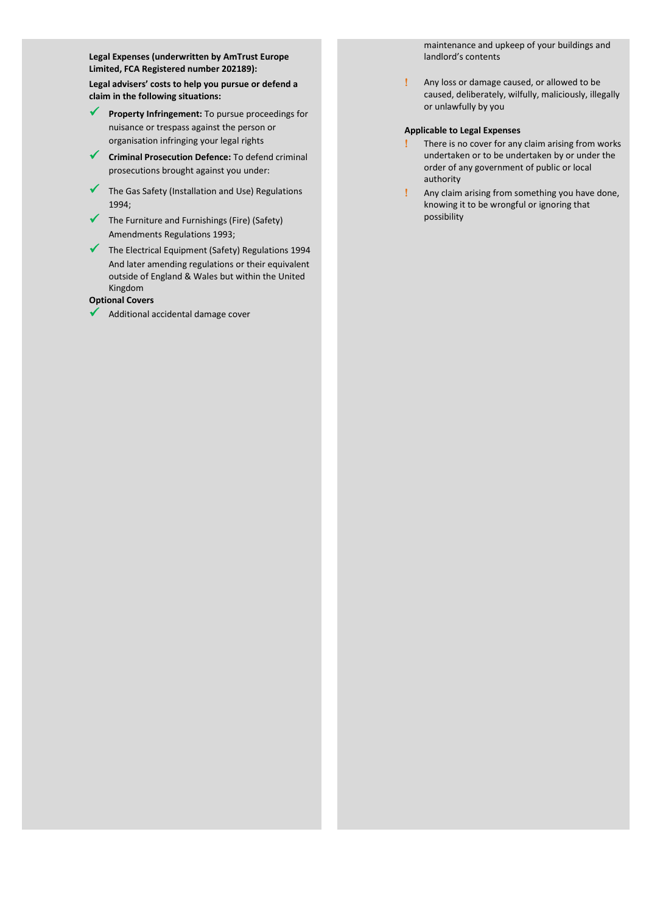**Legal Expenses (underwritten by AmTrust Europe Limited, FCA Registered number 202189):**

**Legal advisers' costs to help you pursue or defend a claim in the following situations:**

- ✓ **Property Infringement:** To pursue proceedings for nuisance or trespass against the person or organisation infringing your legal rights
- ✓ **Criminal Prosecution Defence:** To defend criminal prosecutions brought against you under:
- ✓ The Gas Safety (Installation and Use) Regulations 1994;
- ✓ The Furniture and Furnishings (Fire) (Safety) Amendments Regulations 1993;
- ✓ The Electrical Equipment (Safety) Regulations 1994 And later amending regulations or their equivalent outside of England & Wales but within the United Kingdom

**Optional Covers**

- ✓ Additional accidental damage cover

maintenance and upkeep of your buildings and landlord's contents

- ! Any loss or damage caused, or allowed to be caused, deliberately, wilfully, maliciously, illegally or unlawfully by you

**Applicable to Legal Expenses**

- ! There is no cover for any claim arising from works undertaken or to be undertaken by or under the order of any government of public or local authority
- ! Any claim arising from something you have done, knowing it to be wrongful or ignoring that possibility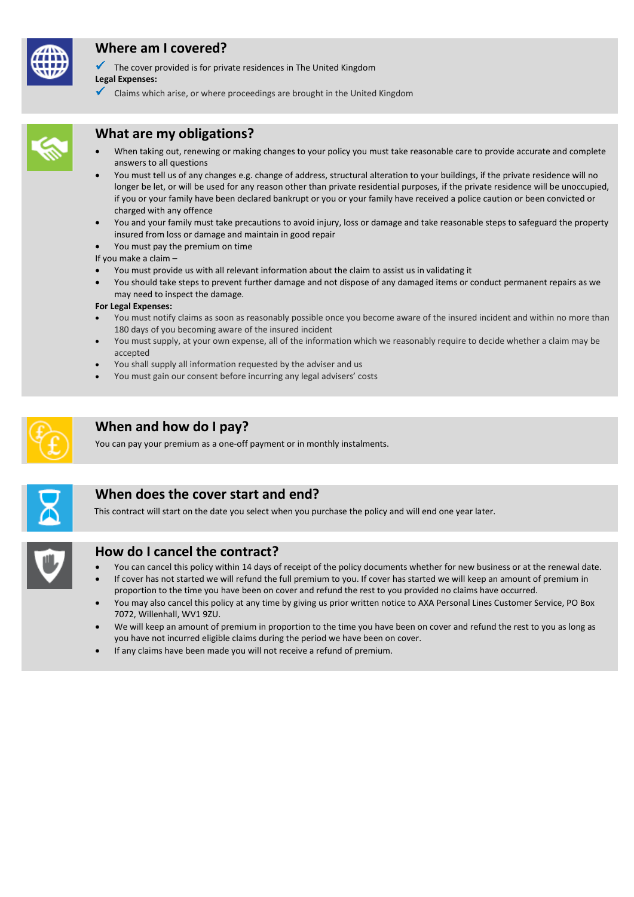## Where am I covered?

✓ The cover provided is for private residences in The United Kingdom

**Legal Expenses:**

✓ Claims which arise, or where proceedings are brought in the United Kingdom

## What are my obligations?

- When taking out, renewing or making changes to your policy you must take reasonable care to provide accurate and complete answers to all questions
- You must tell us of any changes e.g. change of address, structural alteration to your buildings, if the private residence will no longer be let, or will be used for any reason other than private residential purposes, if the private residence will be unoccupied, if you or your family have been declared bankrupt or you or your family have received a police caution or been convicted or charged with any offence
- You and your family must take precautions to avoid injury, loss or damage and take reasonable steps to safeguard the property insured from loss or damage and maintain in good repair
- You must pay the premium on time

If you make a claim –

- You must provide us with all relevant information about the claim to assist us in validating it
- You should take steps to prevent further damage and not dispose of any damaged items or conduct permanent repairs as we may need to inspect the damage.

**For Legal Expenses:**

- You must notify claims as soon as reasonably possible once you become aware of the insured incident and within no more than 180 days of you becoming aware of the insured incident
- You must supply, at your own expense, all of the information which we reasonably require to decide whether a claim may be accepted
- You shall supply all information requested by the adviser and us
- You must gain our consent before incurring any legal advisers' costs

## When and how do I pay?

You can pay your premium as a one-off payment or in monthly instalments.

## When does the cover start and end?

This contract will start on the date you select when you purchase the policy and will end one year later.

## How do I cancel the contract?

- You can cancel this policy within 14 days of receipt of the policy documents whether for new business or at the renewal date.
- If cover has not started we will refund the full premium to you. If cover has started we will keep an amount of premium in proportion to the time you have been on cover and refund the rest to you provided no claims have occurred.
- You may also cancel this policy at any time by giving us prior written notice to AXA Personal Lines Customer Service, PO Box 7072, Willenhall, WV1 9ZU.
- We will keep an amount of premium in proportion to the time you have been on cover and refund the rest to you as long as you have not incurred eligible claims during the period we have been on cover.
- If any claims have been made you will not receive a refund of premium.